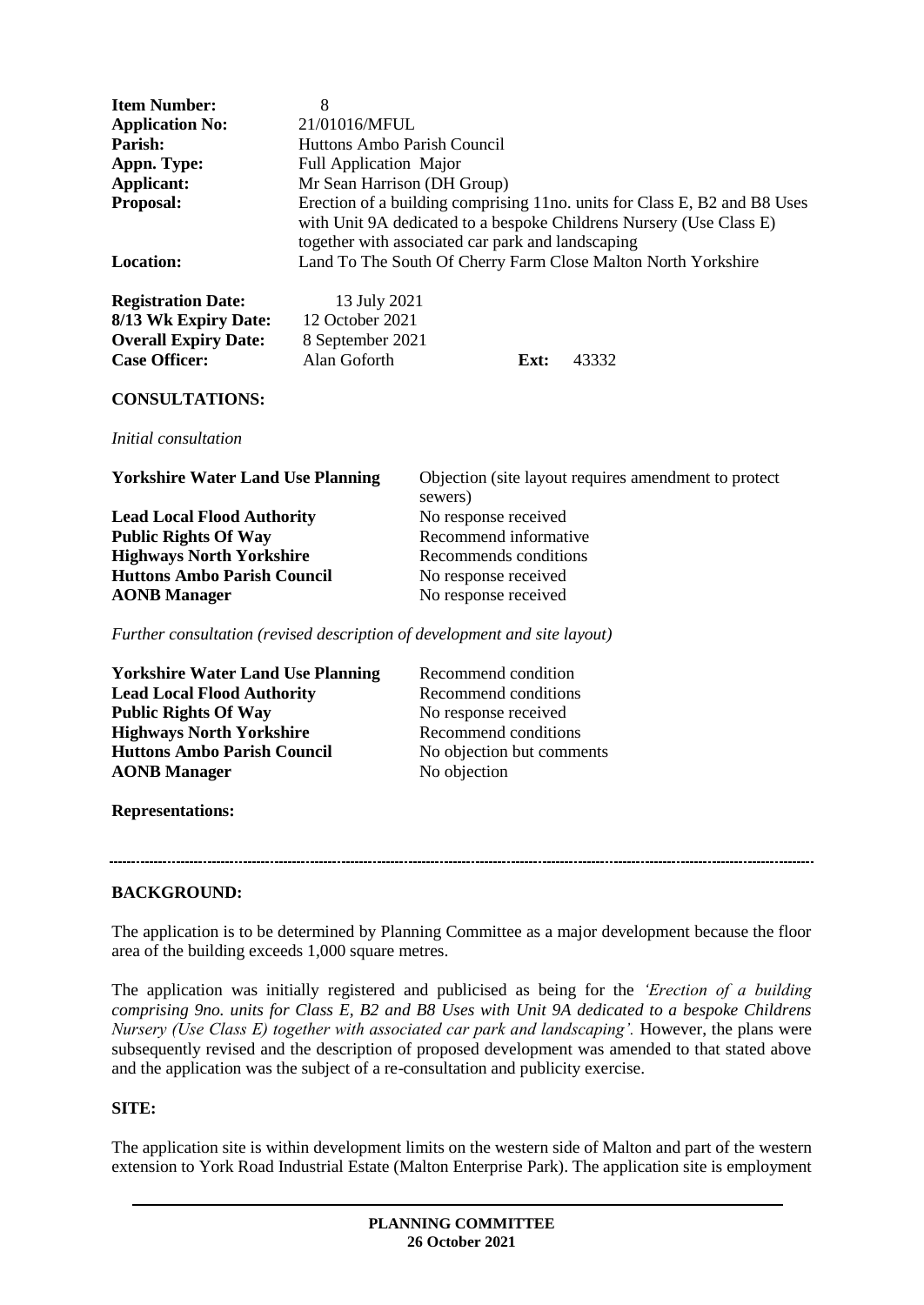| | |
|---|---|
| **Item Number:** | 8 |
| **Application No:** | 21/01016/MFUL |
| **Parish:** | Huttons Ambo Parish Council |
| **Appn. Type:** | Full Application Major |
| **Applicant:** | Mr Sean Harrison (DH Group) |
| **Proposal:** | Erection of a building comprising 11no. units for Class E, B2 and B8 Uses with Unit 9A dedicated to a bespoke Childrens Nursery (Use Class E) together with associated car park and landscaping |
| **Location:** | Land To The South Of Cherry Farm Close Malton North Yorkshire |

| | | | |
|---|---|---|---|
| **Registration Date:** | 13 July 2021 | | |
| **8/13 Wk Expiry Date:** | 12 October 2021 | | |
| **Overall Expiry Date:** | 8 September 2021 | | |
| **Case Officer:** | Alan Goforth | **Ext:** | 43332 |

**CONSULTATIONS:**

*Initial consultation*

| | |
|---|---|
| **Yorkshire Water Land Use Planning** | Objection (site layout requires amendment to protect sewers) |
| **Lead Local Flood Authority** | No response received |
| **Public Rights Of Way** | Recommend informative |
| **Highways North Yorkshire** | Recommends conditions |
| **Huttons Ambo Parish Council** | No response received |
| **AONB Manager** | No response received |

*Further consultation (revised description of development and site layout)*

| | |
|---|---|
| **Yorkshire Water Land Use Planning** | Recommend condition |
| **Lead Local Flood Authority** | Recommend conditions |
| **Public Rights Of Way** | No response received |
| **Highways North Yorkshire** | Recommend conditions |
| **Huttons Ambo Parish Council** | No objection but comments |
| **AONB Manager** | No objection |

**Representations:**

---

**BACKGROUND:**

The application is to be determined by Planning Committee as a major development because the floor area of the building exceeds 1,000 square metres.

The application was initially registered and publicised as being for the *'Erection of a building comprising 9no. units for Class E, B2 and B8 Uses with Unit 9A dedicated to a bespoke Childrens Nursery (Use Class E) together with associated car park and landscaping'.* However, the plans were subsequently revised and the description of proposed development was amended to that stated above and the application was the subject of a re-consultation and publicity exercise.

**SITE:**

The application site is within development limits on the western side of Malton and part of the western extension to York Road Industrial Estate (Malton Enterprise Park). The application site is employment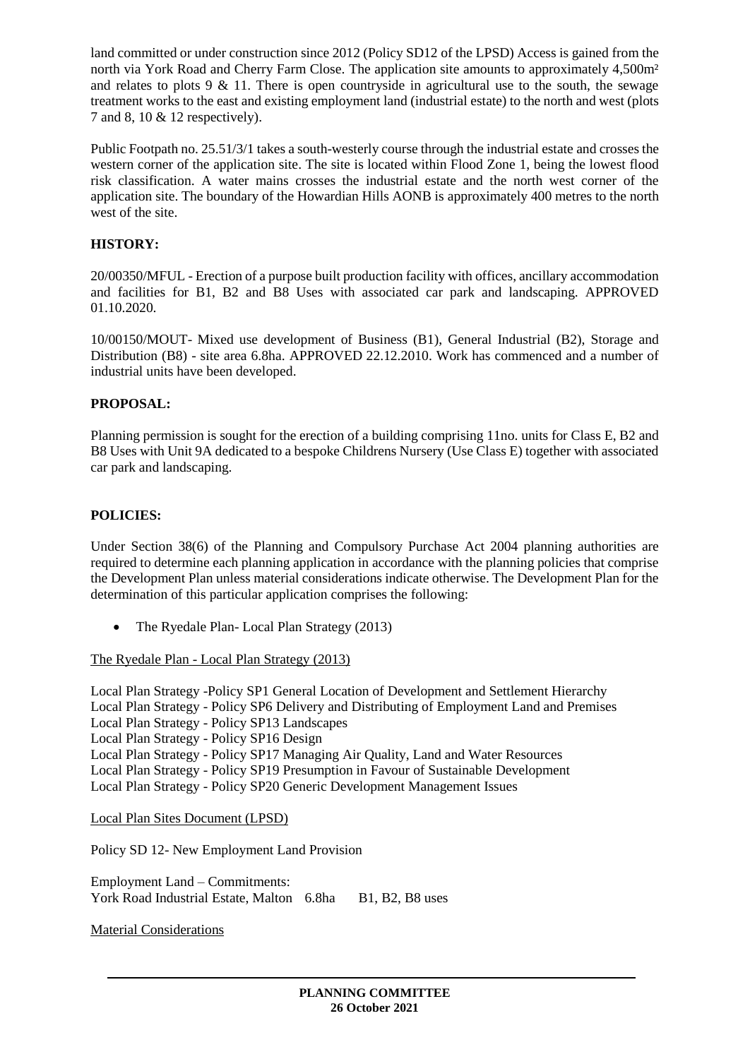land committed or under construction since 2012 (Policy SD12 of the LPSD) Access is gained from the north via York Road and Cherry Farm Close. The application site amounts to approximately 4,500m² and relates to plots 9 & 11. There is open countryside in agricultural use to the south, the sewage treatment works to the east and existing employment land (industrial estate) to the north and west (plots 7 and 8, 10 & 12 respectively).

Public Footpath no. 25.51/3/1 takes a south-westerly course through the industrial estate and crosses the western corner of the application site. The site is located within Flood Zone 1, being the lowest flood risk classification. A water mains crosses the industrial estate and the north west corner of the application site. The boundary of the Howardian Hills AONB is approximately 400 metres to the north west of the site.

## HISTORY:

20/00350/MFUL - Erection of a purpose built production facility with offices, ancillary accommodation and facilities for B1, B2 and B8 Uses with associated car park and landscaping. APPROVED 01.10.2020.

10/00150/MOUT- Mixed use development of Business (B1), General Industrial (B2), Storage and Distribution (B8) - site area 6.8ha. APPROVED 22.12.2010. Work has commenced and a number of industrial units have been developed.

## PROPOSAL:

Planning permission is sought for the erection of a building comprising 11no. units for Class E, B2 and B8 Uses with Unit 9A dedicated to a bespoke Childrens Nursery (Use Class E) together with associated car park and landscaping.

## POLICIES:

Under Section 38(6) of the Planning and Compulsory Purchase Act 2004 planning authorities are required to determine each planning application in accordance with the planning policies that comprise the Development Plan unless material considerations indicate otherwise. The Development Plan for the determination of this particular application comprises the following:

- The Ryedale Plan- Local Plan Strategy (2013)

The Ryedale Plan - Local Plan Strategy (2013)

Local Plan Strategy -Policy SP1 General Location of Development and Settlement Hierarchy
Local Plan Strategy - Policy SP6 Delivery and Distributing of Employment Land and Premises
Local Plan Strategy - Policy SP13 Landscapes
Local Plan Strategy - Policy SP16 Design
Local Plan Strategy - Policy SP17 Managing Air Quality, Land and Water Resources
Local Plan Strategy - Policy SP19 Presumption in Favour of Sustainable Development
Local Plan Strategy - Policy SP20 Generic Development Management Issues

Local Plan Sites Document (LPSD)

Policy SD 12- New Employment Land Provision

Employment Land – Commitments:
York Road Industrial Estate, Malton 6.8ha B1, B2, B8 uses

Material Considerations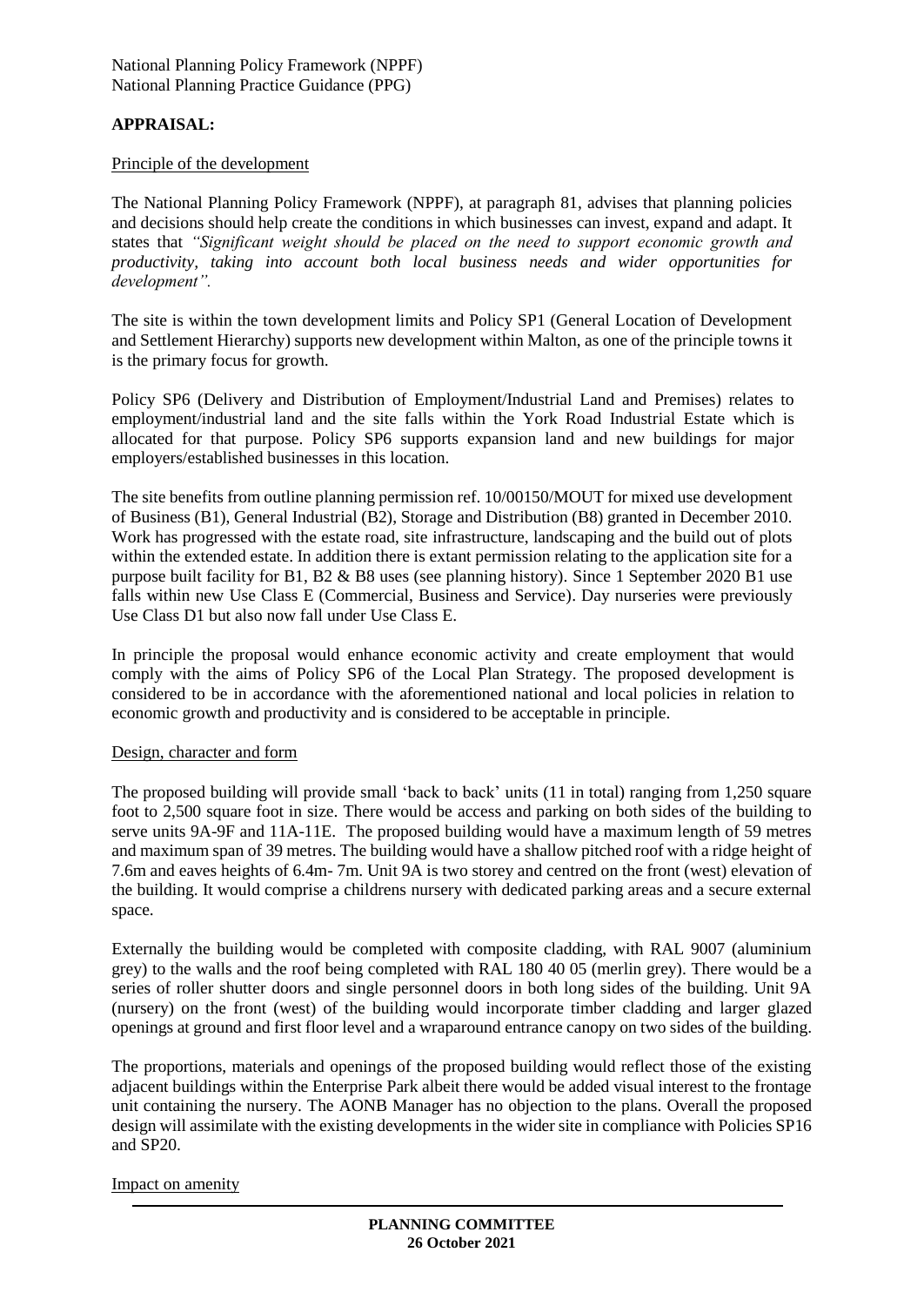National Planning Policy Framework (NPPF)
National Planning Practice Guidance (PPG)

**APPRAISAL:**

Principle of the development

The National Planning Policy Framework (NPPF), at paragraph 81, advises that planning policies and decisions should help create the conditions in which businesses can invest, expand and adapt. It states that *"Significant weight should be placed on the need to support economic growth and productivity, taking into account both local business needs and wider opportunities for development".*

The site is within the town development limits and Policy SP1 (General Location of Development and Settlement Hierarchy) supports new development within Malton, as one of the principle towns it is the primary focus for growth.

Policy SP6 (Delivery and Distribution of Employment/Industrial Land and Premises) relates to employment/industrial land and the site falls within the York Road Industrial Estate which is allocated for that purpose. Policy SP6 supports expansion land and new buildings for major employers/established businesses in this location.

The site benefits from outline planning permission ref. 10/00150/MOUT for mixed use development of Business (B1), General Industrial (B2), Storage and Distribution (B8) granted in December 2010. Work has progressed with the estate road, site infrastructure, landscaping and the build out of plots within the extended estate. In addition there is extant permission relating to the application site for a purpose built facility for B1, B2 & B8 uses (see planning history). Since 1 September 2020 B1 use falls within new Use Class E (Commercial, Business and Service). Day nurseries were previously Use Class D1 but also now fall under Use Class E.

In principle the proposal would enhance economic activity and create employment that would comply with the aims of Policy SP6 of the Local Plan Strategy. The proposed development is considered to be in accordance with the aforementioned national and local policies in relation to economic growth and productivity and is considered to be acceptable in principle.

Design, character and form

The proposed building will provide small 'back to back' units (11 in total) ranging from 1,250 square foot to 2,500 square foot in size. There would be access and parking on both sides of the building to serve units 9A-9F and 11A-11E. The proposed building would have a maximum length of 59 metres and maximum span of 39 metres. The building would have a shallow pitched roof with a ridge height of 7.6m and eaves heights of 6.4m- 7m. Unit 9A is two storey and centred on the front (west) elevation of the building. It would comprise a childrens nursery with dedicated parking areas and a secure external space.

Externally the building would be completed with composite cladding, with RAL 9007 (aluminium grey) to the walls and the roof being completed with RAL 180 40 05 (merlin grey). There would be a series of roller shutter doors and single personnel doors in both long sides of the building. Unit 9A (nursery) on the front (west) of the building would incorporate timber cladding and larger glazed openings at ground and first floor level and a wraparound entrance canopy on two sides of the building.

The proportions, materials and openings of the proposed building would reflect those of the existing adjacent buildings within the Enterprise Park albeit there would be added visual interest to the frontage unit containing the nursery. The AONB Manager has no objection to the plans. Overall the proposed design will assimilate with the existing developments in the wider site in compliance with Policies SP16 and SP20.

Impact on amenity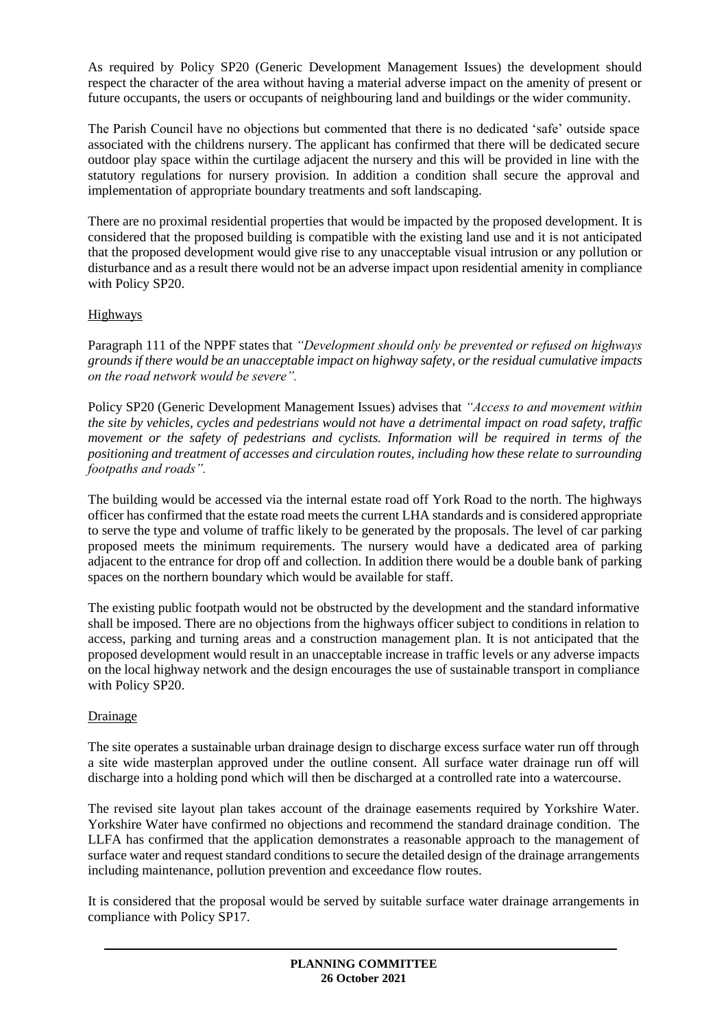As required by Policy SP20 (Generic Development Management Issues) the development should respect the character of the area without having a material adverse impact on the amenity of present or future occupants, the users or occupants of neighbouring land and buildings or the wider community.

The Parish Council have no objections but commented that there is no dedicated 'safe' outside space associated with the childrens nursery. The applicant has confirmed that there will be dedicated secure outdoor play space within the curtilage adjacent the nursery and this will be provided in line with the statutory regulations for nursery provision. In addition a condition shall secure the approval and implementation of appropriate boundary treatments and soft landscaping.

There are no proximal residential properties that would be impacted by the proposed development. It is considered that the proposed building is compatible with the existing land use and it is not anticipated that the proposed development would give rise to any unacceptable visual intrusion or any pollution or disturbance and as a result there would not be an adverse impact upon residential amenity in compliance with Policy SP20.

## Highways

Paragraph 111 of the NPPF states that *"Development should only be prevented or refused on highways grounds if there would be an unacceptable impact on highway safety, or the residual cumulative impacts on the road network would be severe".*

Policy SP20 (Generic Development Management Issues) advises that *"Access to and movement within the site by vehicles, cycles and pedestrians would not have a detrimental impact on road safety, traffic movement or the safety of pedestrians and cyclists. Information will be required in terms of the positioning and treatment of accesses and circulation routes, including how these relate to surrounding footpaths and roads".*

The building would be accessed via the internal estate road off York Road to the north. The highways officer has confirmed that the estate road meets the current LHA standards and is considered appropriate to serve the type and volume of traffic likely to be generated by the proposals. The level of car parking proposed meets the minimum requirements. The nursery would have a dedicated area of parking adjacent to the entrance for drop off and collection. In addition there would be a double bank of parking spaces on the northern boundary which would be available for staff.

The existing public footpath would not be obstructed by the development and the standard informative shall be imposed. There are no objections from the highways officer subject to conditions in relation to access, parking and turning areas and a construction management plan. It is not anticipated that the proposed development would result in an unacceptable increase in traffic levels or any adverse impacts on the local highway network and the design encourages the use of sustainable transport in compliance with Policy SP20.

## Drainage

The site operates a sustainable urban drainage design to discharge excess surface water run off through a site wide masterplan approved under the outline consent. All surface water drainage run off will discharge into a holding pond which will then be discharged at a controlled rate into a watercourse.

The revised site layout plan takes account of the drainage easements required by Yorkshire Water. Yorkshire Water have confirmed no objections and recommend the standard drainage condition. The LLFA has confirmed that the application demonstrates a reasonable approach to the management of surface water and request standard conditions to secure the detailed design of the drainage arrangements including maintenance, pollution prevention and exceedance flow routes.

It is considered that the proposal would be served by suitable surface water drainage arrangements in compliance with Policy SP17.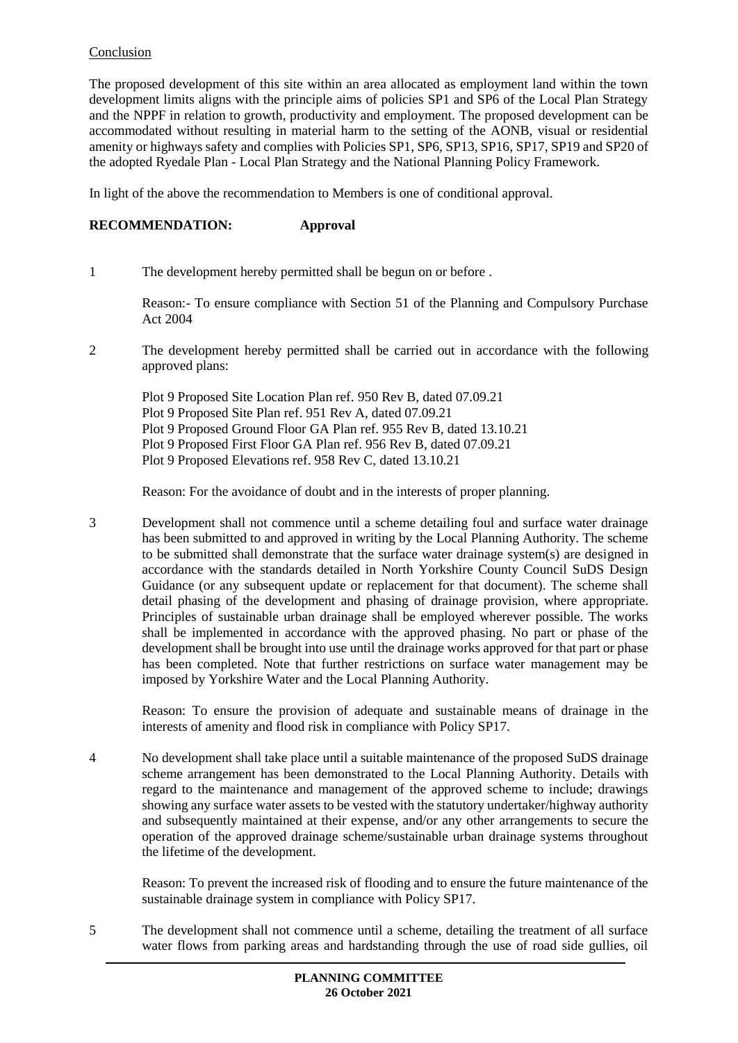Conclusion

The proposed development of this site within an area allocated as employment land within the town development limits aligns with the principle aims of policies SP1 and SP6 of the Local Plan Strategy and the NPPF in relation to growth, productivity and employment. The proposed development can be accommodated without resulting in material harm to the setting of the AONB, visual or residential amenity or highways safety and complies with Policies SP1, SP6, SP13, SP16, SP17, SP19 and SP20 of the adopted Ryedale Plan - Local Plan Strategy and the National Planning Policy Framework.

In light of the above the recommendation to Members is one of conditional approval.

**RECOMMENDATION: Approval**

1 The development hereby permitted shall be begun on or before .

Reason:- To ensure compliance with Section 51 of the Planning and Compulsory Purchase Act 2004

2 The development hereby permitted shall be carried out in accordance with the following approved plans:

Plot 9 Proposed Site Location Plan ref. 950 Rev B, dated 07.09.21
Plot 9 Proposed Site Plan ref. 951 Rev A, dated 07.09.21
Plot 9 Proposed Ground Floor GA Plan ref. 955 Rev B, dated 13.10.21
Plot 9 Proposed First Floor GA Plan ref. 956 Rev B, dated 07.09.21
Plot 9 Proposed Elevations ref. 958 Rev C, dated 13.10.21

Reason: For the avoidance of doubt and in the interests of proper planning.

3 Development shall not commence until a scheme detailing foul and surface water drainage has been submitted to and approved in writing by the Local Planning Authority. The scheme to be submitted shall demonstrate that the surface water drainage system(s) are designed in accordance with the standards detailed in North Yorkshire County Council SuDS Design Guidance (or any subsequent update or replacement for that document). The scheme shall detail phasing of the development and phasing of drainage provision, where appropriate. Principles of sustainable urban drainage shall be employed wherever possible. The works shall be implemented in accordance with the approved phasing. No part or phase of the development shall be brought into use until the drainage works approved for that part or phase has been completed. Note that further restrictions on surface water management may be imposed by Yorkshire Water and the Local Planning Authority.

Reason: To ensure the provision of adequate and sustainable means of drainage in the interests of amenity and flood risk in compliance with Policy SP17.

4 No development shall take place until a suitable maintenance of the proposed SuDS drainage scheme arrangement has been demonstrated to the Local Planning Authority. Details with regard to the maintenance and management of the approved scheme to include; drawings showing any surface water assets to be vested with the statutory undertaker/highway authority and subsequently maintained at their expense, and/or any other arrangements to secure the operation of the approved drainage scheme/sustainable urban drainage systems throughout the lifetime of the development.

Reason: To prevent the increased risk of flooding and to ensure the future maintenance of the sustainable drainage system in compliance with Policy SP17.

5 The development shall not commence until a scheme, detailing the treatment of all surface water flows from parking areas and hardstanding through the use of road side gullies, oil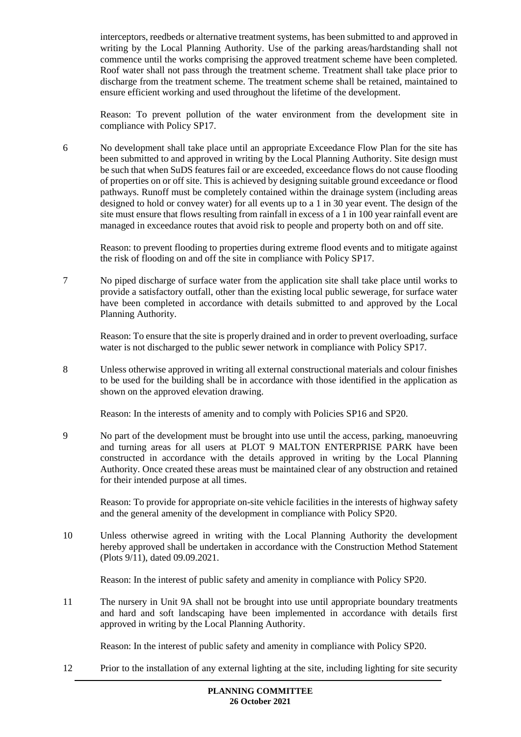interceptors, reedbeds or alternative treatment systems, has been submitted to and approved in writing by the Local Planning Authority. Use of the parking areas/hardstanding shall not commence until the works comprising the approved treatment scheme have been completed. Roof water shall not pass through the treatment scheme. Treatment shall take place prior to discharge from the treatment scheme. The treatment scheme shall be retained, maintained to ensure efficient working and used throughout the lifetime of the development.

Reason: To prevent pollution of the water environment from the development site in compliance with Policy SP17.

6 No development shall take place until an appropriate Exceedance Flow Plan for the site has been submitted to and approved in writing by the Local Planning Authority. Site design must be such that when SuDS features fail or are exceeded, exceedance flows do not cause flooding of properties on or off site. This is achieved by designing suitable ground exceedance or flood pathways. Runoff must be completely contained within the drainage system (including areas designed to hold or convey water) for all events up to a 1 in 30 year event. The design of the site must ensure that flows resulting from rainfall in excess of a 1 in 100 year rainfall event are managed in exceedance routes that avoid risk to people and property both on and off site.

Reason: to prevent flooding to properties during extreme flood events and to mitigate against the risk of flooding on and off the site in compliance with Policy SP17.

7 No piped discharge of surface water from the application site shall take place until works to provide a satisfactory outfall, other than the existing local public sewerage, for surface water have been completed in accordance with details submitted to and approved by the Local Planning Authority.

Reason: To ensure that the site is properly drained and in order to prevent overloading, surface water is not discharged to the public sewer network in compliance with Policy SP17.

8 Unless otherwise approved in writing all external constructional materials and colour finishes to be used for the building shall be in accordance with those identified in the application as shown on the approved elevation drawing.

Reason: In the interests of amenity and to comply with Policies SP16 and SP20.

9 No part of the development must be brought into use until the access, parking, manoeuvring and turning areas for all users at PLOT 9 MALTON ENTERPRISE PARK have been constructed in accordance with the details approved in writing by the Local Planning Authority. Once created these areas must be maintained clear of any obstruction and retained for their intended purpose at all times.

Reason: To provide for appropriate on-site vehicle facilities in the interests of highway safety and the general amenity of the development in compliance with Policy SP20.

10 Unless otherwise agreed in writing with the Local Planning Authority the development hereby approved shall be undertaken in accordance with the Construction Method Statement (Plots 9/11), dated 09.09.2021.

Reason: In the interest of public safety and amenity in compliance with Policy SP20.

11 The nursery in Unit 9A shall not be brought into use until appropriate boundary treatments and hard and soft landscaping have been implemented in accordance with details first approved in writing by the Local Planning Authority.

Reason: In the interest of public safety and amenity in compliance with Policy SP20.

12 Prior to the installation of any external lighting at the site, including lighting for site security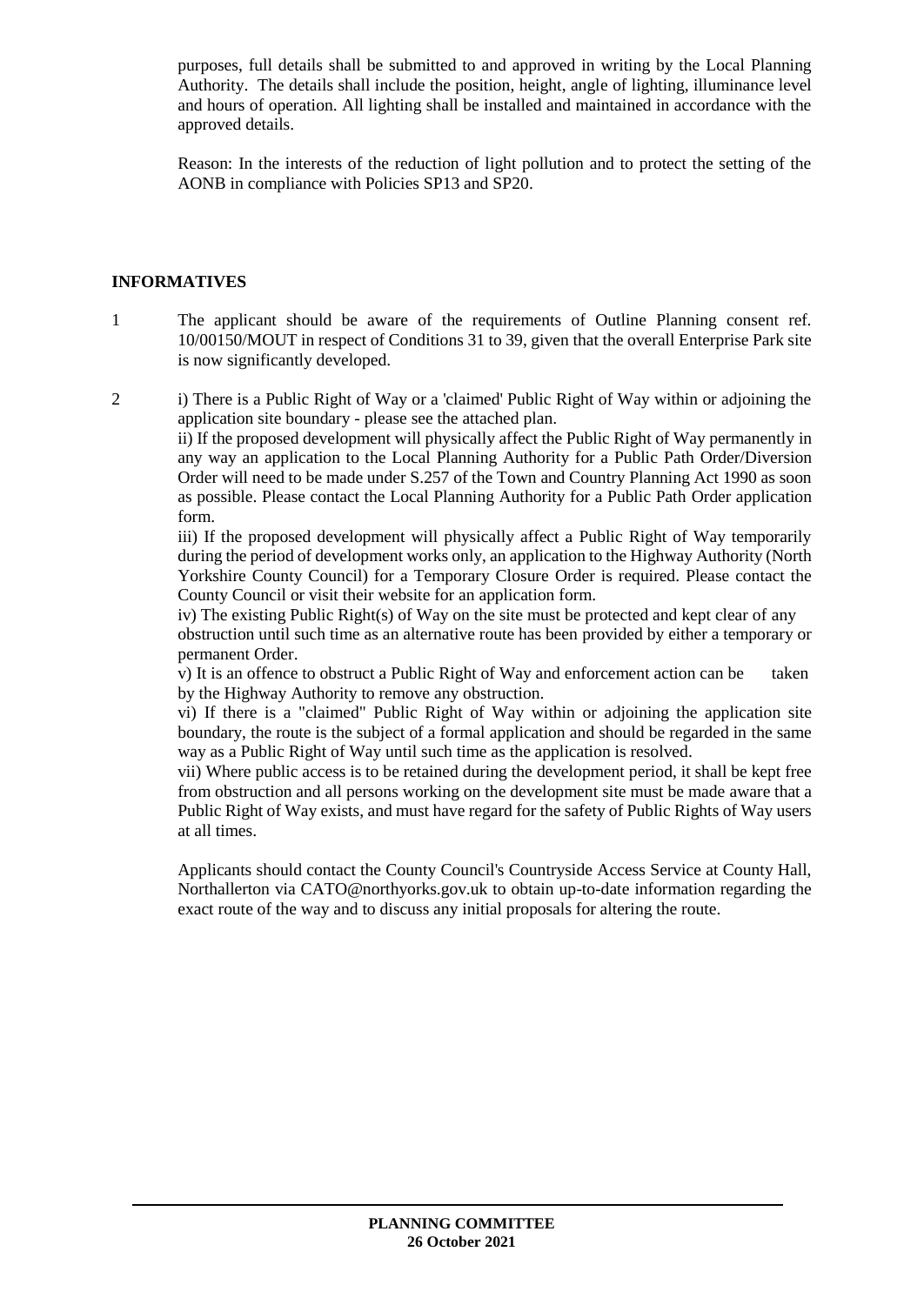purposes, full details shall be submitted to and approved in writing by the Local Planning Authority. The details shall include the position, height, angle of lighting, illuminance level and hours of operation. All lighting shall be installed and maintained in accordance with the approved details.

Reason: In the interests of the reduction of light pollution and to protect the setting of the AONB in compliance with Policies SP13 and SP20.

**INFORMATIVES**

1 The applicant should be aware of the requirements of Outline Planning consent ref. 10/00150/MOUT in respect of Conditions 31 to 39, given that the overall Enterprise Park site is now significantly developed.

2 i) There is a Public Right of Way or a 'claimed' Public Right of Way within or adjoining the application site boundary - please see the attached plan.

ii) If the proposed development will physically affect the Public Right of Way permanently in any way an application to the Local Planning Authority for a Public Path Order/Diversion Order will need to be made under S.257 of the Town and Country Planning Act 1990 as soon as possible. Please contact the Local Planning Authority for a Public Path Order application form.

iii) If the proposed development will physically affect a Public Right of Way temporarily during the period of development works only, an application to the Highway Authority (North Yorkshire County Council) for a Temporary Closure Order is required. Please contact the County Council or visit their website for an application form.

iv) The existing Public Right(s) of Way on the site must be protected and kept clear of any obstruction until such time as an alternative route has been provided by either a temporary or permanent Order.

v) It is an offence to obstruct a Public Right of Way and enforcement action can be taken by the Highway Authority to remove any obstruction.

vi) If there is a "claimed" Public Right of Way within or adjoining the application site boundary, the route is the subject of a formal application and should be regarded in the same way as a Public Right of Way until such time as the application is resolved.

vii) Where public access is to be retained during the development period, it shall be kept free from obstruction and all persons working on the development site must be made aware that a Public Right of Way exists, and must have regard for the safety of Public Rights of Way users at all times.

Applicants should contact the County Council's Countryside Access Service at County Hall, Northallerton via CATO@northyorks.gov.uk to obtain up-to-date information regarding the exact route of the way and to discuss any initial proposals for altering the route.